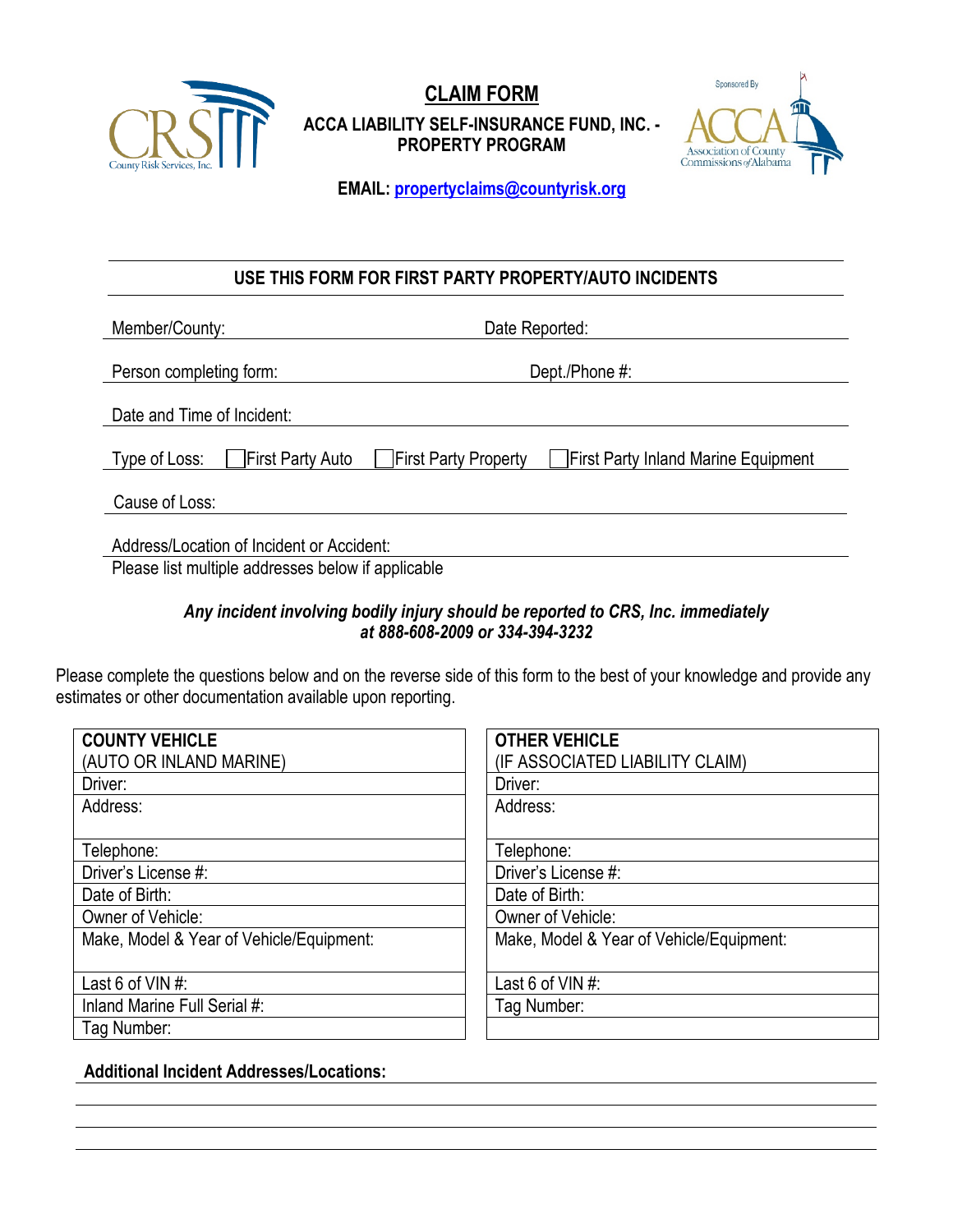# CLAIM FORM

**ACCA LIABILITY SELF-INSURANCE FUND, INC. - PROPERTY PROGRAM**

**EMAIL: propertyclaims@countyrisk.org**

## USE THIS FORM FOR FIRST PARTY PROPERTY/AUTO INCIDENTS

Member/County: ____________________ Date Reported: ____________________

Person completing form: ____________________ Dept./Phone #: ____________________

Date and Time of Incident: ____________________

Type of Loss: ☐ First Party Auto ☐ First Party Property ☐ First Party Inland Marine Equipment

Cause of Loss: ____________________

Address/Location of Incident or Accident: ____________________

Please list multiple addresses below if applicable

***Any incident involving bodily injury should be reported to CRS, Inc. immediately at 888-608-2009 or 334-394-3232***

Please complete the questions below and on the reverse side of this form to the best of your knowledge and provide any estimates or other documentation available upon reporting.

| **COUNTY VEHICLE** (AUTO OR INLAND MARINE) | **OTHER VEHICLE** (IF ASSOCIATED LIABILITY CLAIM) |
|---|---|
| Driver: | Driver: |
| Address: | Address: |
| Telephone: | Telephone: |
| Driver's License #: | Driver's License #: |
| Date of Birth: | Date of Birth: |
| Owner of Vehicle: | Owner of Vehicle: |
| Make, Model & Year of Vehicle/Equipment: | Make, Model & Year of Vehicle/Equipment: |
| Last 6 of VIN #: | Last 6 of VIN #: |
| Inland Marine Full Serial #: | Tag Number: |
| Tag Number: | |

**Additional Incident Addresses/Locations:**

____________________

____________________

____________________

____________________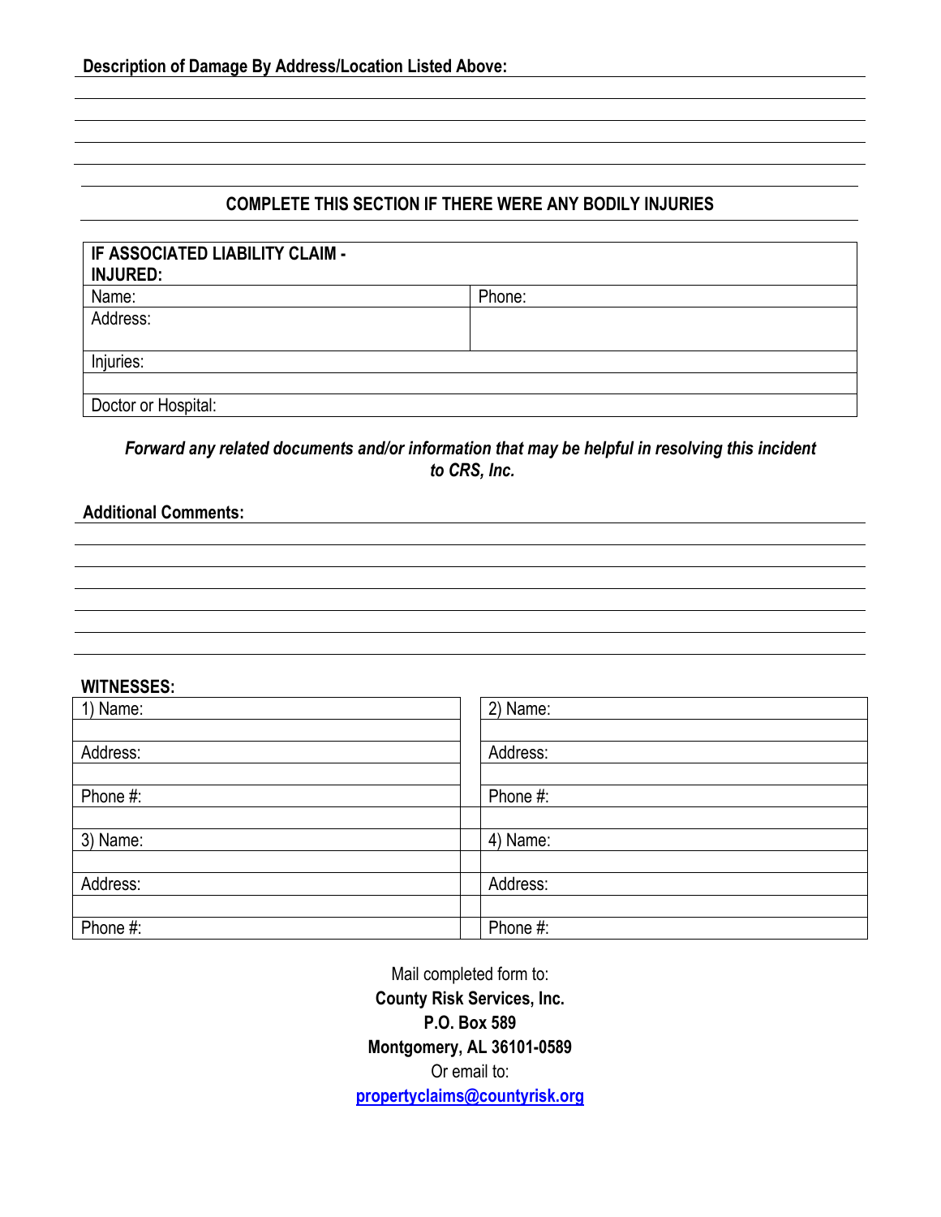**Description of Damage By Address/Location Listed Above:**

**COMPLETE THIS SECTION IF THERE WERE ANY BODILY INJURIES**

| **IF ASSOCIATED LIABILITY CLAIM - INJURED:** | |
|---|---|
| Name: | Phone: |
| Address: | |
| Injuries: | |
| | |
| Doctor or Hospital: | |

***Forward any related documents and/or information that may be helpful in resolving this incident to CRS, Inc.***

**Additional Comments:**

**WITNESSES:**

| | |
|---|---|
| 1) Name: | 2) Name: |
| | |
| Address: | Address: |
| | |
| Phone #: | Phone #: |
| | |
| 3) Name: | 4) Name: |
| | |
| Address: | Address: |
| | |
| Phone #: | Phone #: |

Mail completed form to:
**County Risk Services, Inc.**
**P.O. Box 589**
**Montgomery, AL 36101-0589**
Or email to:
**propertyclaims@countyrisk.org**